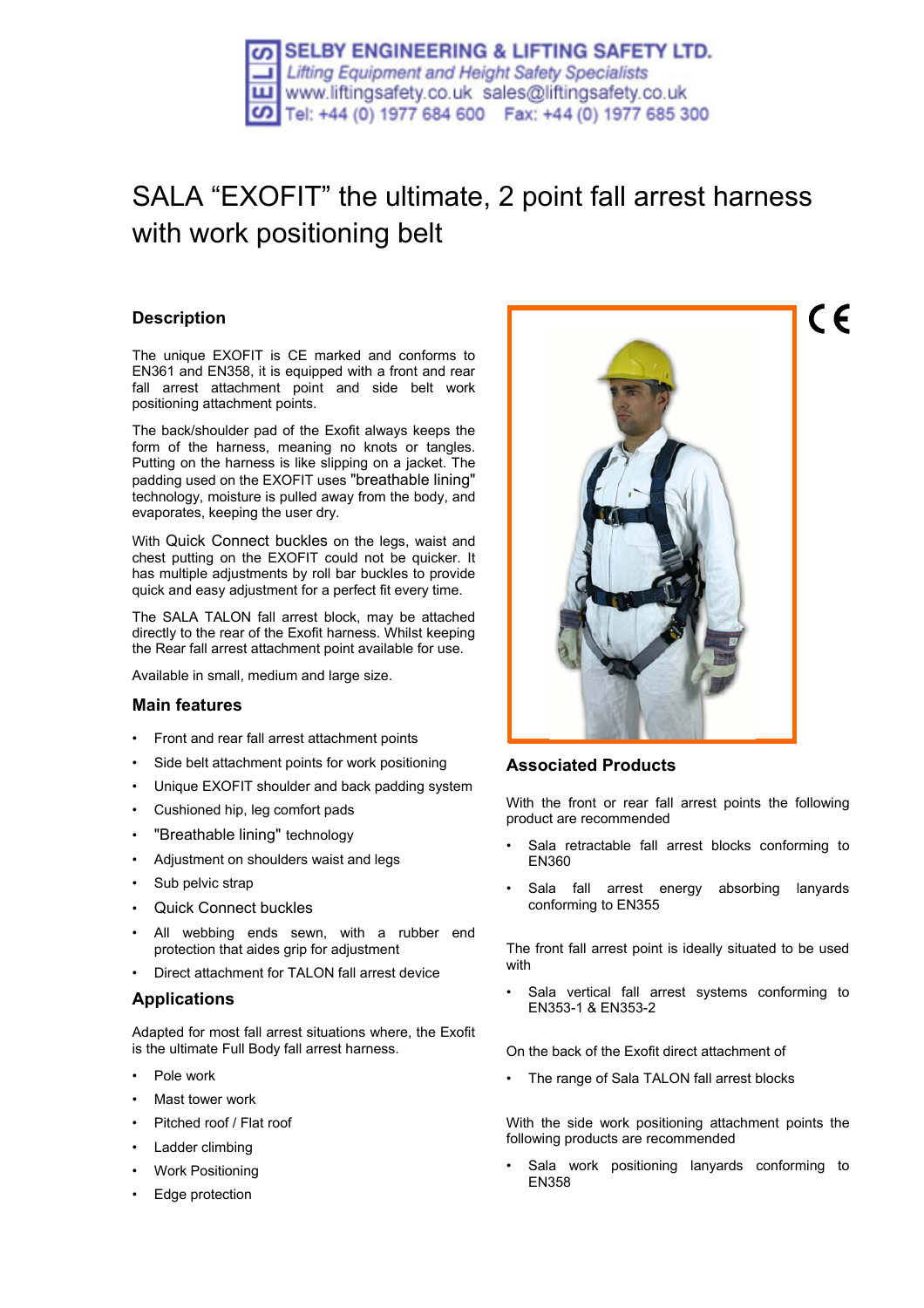SELBY ENGINEERING & LIFTING SAFETY LTD.
*Lifting Equipment and Height Safety Specialists*
www.liftingsafety.co.uk sales@liftingsafety.co.uk
Tel: +44 (0) 1977 684 600 Fax: +44 (0) 1977 685 300

# SALA "EXOFIT" the ultimate, 2 point fall arrest harness with work positioning belt

## Description

The unique EXOFIT is CE marked and conforms to EN361 and EN358, it is equipped with a front and rear fall arrest attachment point and side belt work positioning attachment points.

The back/shoulder pad of the Exofit always keeps the form of the harness, meaning no knots or tangles. Putting on the harness is like slipping on a jacket. The padding used on the EXOFIT uses "breathable lining" technology, moisture is pulled away from the body, and evaporates, keeping the user dry.

With Quick Connect buckles on the legs, waist and chest putting on the EXOFIT could not be quicker. It has multiple adjustments by roll bar buckles to provide quick and easy adjustment for a perfect fit every time.

The SALA TALON fall arrest block, may be attached directly to the rear of the Exofit harness. Whilst keeping the Rear fall arrest attachment point available for use.

Available in small, medium and large size.

## Main features

- Front and rear fall arrest attachment points
- Side belt attachment points for work positioning
- Unique EXOFIT shoulder and back padding system
- Cushioned hip, leg comfort pads
- "Breathable lining" technology
- Adjustment on shoulders waist and legs
- Sub pelvic strap
- Quick Connect buckles
- All webbing ends sewn, with a rubber end protection that aides grip for adjustment
- Direct attachment for TALON fall arrest device

## Applications

Adapted for most fall arrest situations where, the Exofit is the ultimate Full Body fall arrest harness.

- Pole work
- Mast tower work
- Pitched roof / Flat roof
- Ladder climbing
- Work Positioning
- Edge protection

CE

## Associated Products

With the front or rear fall arrest points the following product are recommended

- Sala retractable fall arrest blocks conforming to EN360
- Sala fall arrest energy absorbing lanyards conforming to EN355

The front fall arrest point is ideally situated to be used with

- Sala vertical fall arrest systems conforming to EN353-1 & EN353-2

On the back of the Exofit direct attachment of

- The range of Sala TALON fall arrest blocks

With the side work positioning attachment points the following products are recommended

- Sala work positioning lanyards conforming to EN358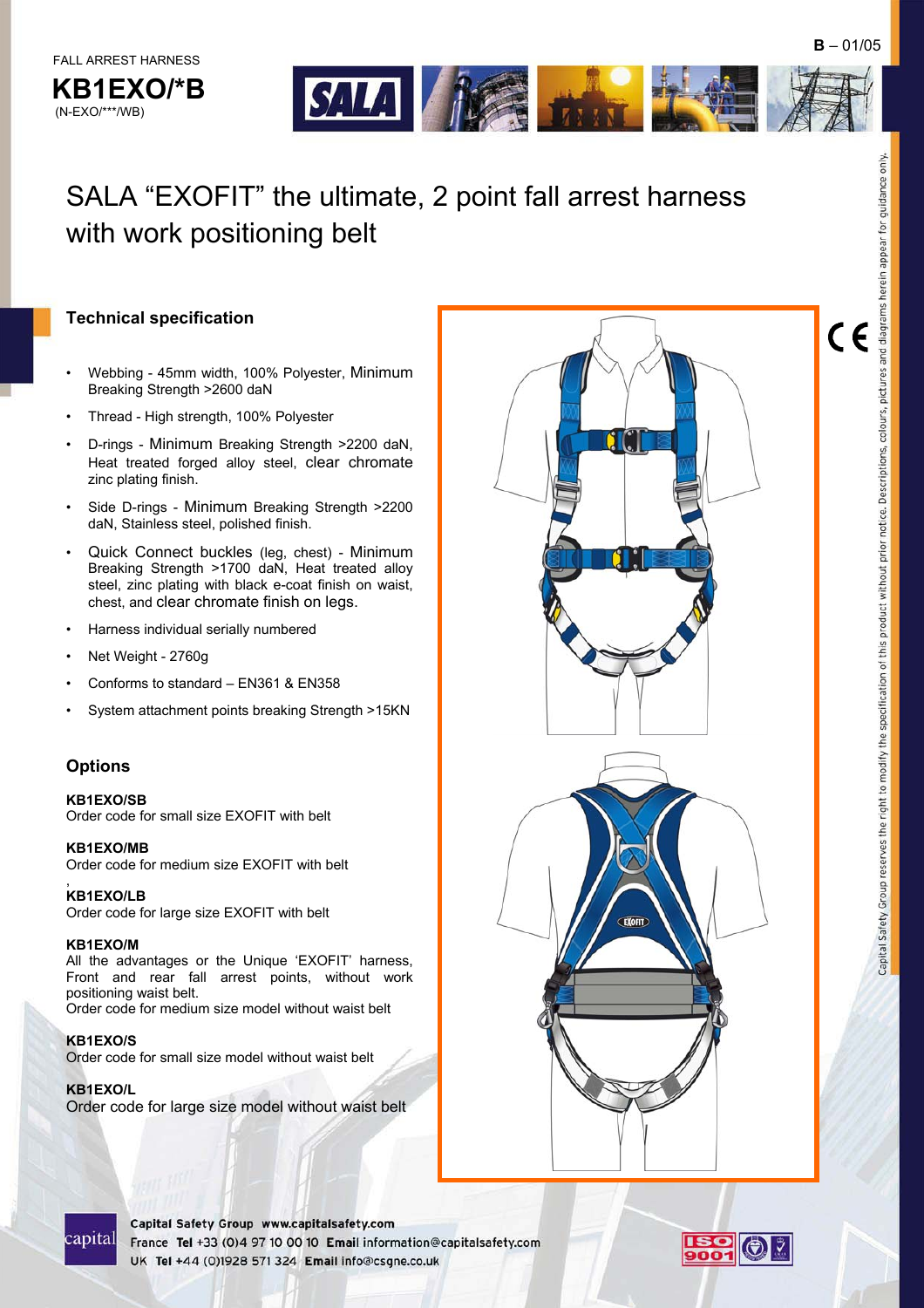FALL ARREST HARNESS

# KB1EXO/*B

(N-EXO/***/WB)

B – 01/05

## SALA "EXOFIT" the ultimate, 2 point fall arrest harness with work positioning belt

### Technical specification

- Webbing - 45mm width, 100% Polyester, Minimum Breaking Strength >2600 daN
- Thread - High strength, 100% Polyester
- D-rings - Minimum Breaking Strength >2200 daN, Heat treated forged alloy steel, clear chromate zinc plating finish.
- Side D-rings - Minimum Breaking Strength >2200 daN, Stainless steel, polished finish.
- Quick Connect buckles (leg, chest) - Minimum Breaking Strength >1700 daN, Heat treated alloy steel, zinc plating with black e-coat finish on waist, chest, and clear chromate finish on legs.
- Harness individual serially numbered
- Net Weight - 2760g
- Conforms to standard – EN361 & EN358
- System attachment points breaking Strength >15KN

### Options

**KB1EXO/SB**
Order code for small size EXOFIT with belt

**KB1EXO/MB**
Order code for medium size EXOFIT with belt

**KB1EXO/LB**
Order code for large size EXOFIT with belt

**KB1EXO/M**
All the advantages or the Unique 'EXOFIT' harness, Front and rear fall arrest points, without work positioning waist belt.
Order code for medium size model without waist belt

**KB1EXO/S**
Order code for small size model without waist belt

**KB1EXO/L**
Order code for large size model without waist belt

Capital Safety Group reserves the right to modify the specification of this product without prior notice. Descriptions, colours, pictures and diagrams herein appear for guidance only.

**Capital Safety Group www.capitalsafety.com**
France **Tel** +33 (0)4 97 10 00 10 **Email** information@capitalsafety.com
UK **Tel** +44 (0)1928 571 324 **Email** info@csgne.co.uk